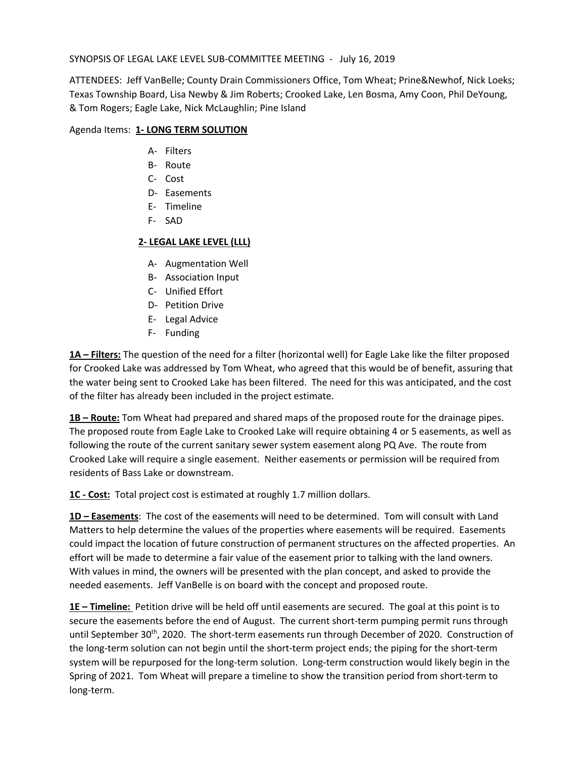SYNOPSIS OF LEGAL LAKE LEVEL SUB-COMMITTEE MEETING - July 16, 2019

ATTENDEES: Jeff VanBelle; County Drain Commissioners Office, Tom Wheat; Prine&Newhof, Nick Loeks; Texas Township Board, Lisa Newby & Jim Roberts; Crooked Lake, Len Bosma, Amy Coon, Phil DeYoung, & Tom Rogers; Eagle Lake, Nick McLaughlin; Pine Island

Agenda Items: **1- LONG TERM SOLUTION**

- A- Filters
- B- Route
- C- Cost
- D- Easements
- E- Timeline
- F- SAD

**2- LEGAL LAKE LEVEL (LLL)**

- A- Augmentation Well
- B- Association Input
- C- Unified Effort
- D- Petition Drive
- E- Legal Advice
- F- Funding

**1A – Filters:** The question of the need for a filter (horizontal well) for Eagle Lake like the filter proposed for Crooked Lake was addressed by Tom Wheat, who agreed that this would be of benefit, assuring that the water being sent to Crooked Lake has been filtered. The need for this was anticipated, and the cost of the filter has already been included in the project estimate.

**1B – Route:** Tom Wheat had prepared and shared maps of the proposed route for the drainage pipes. The proposed route from Eagle Lake to Crooked Lake will require obtaining 4 or 5 easements, as well as following the route of the current sanitary sewer system easement along PQ Ave. The route from Crooked Lake will require a single easement. Neither easements or permission will be required from residents of Bass Lake or downstream.

**1C - Cost:** Total project cost is estimated at roughly 1.7 million dollars.

**1D – Easements**: The cost of the easements will need to be determined. Tom will consult with Land Matters to help determine the values of the properties where easements will be required. Easements could impact the location of future construction of permanent structures on the affected properties. An effort will be made to determine a fair value of the easement prior to talking with the land owners. With values in mind, the owners will be presented with the plan concept, and asked to provide the needed easements. Jeff VanBelle is on board with the concept and proposed route.

**1E – Timeline:** Petition drive will be held off until easements are secured. The goal at this point is to secure the easements before the end of August. The current short-term pumping permit runs through until September 30th, 2020. The short-term easements run through December of 2020. Construction of the long-term solution can not begin until the short-term project ends; the piping for the short-term system will be repurposed for the long-term solution. Long-term construction would likely begin in the Spring of 2021. Tom Wheat will prepare a timeline to show the transition period from short-term to long-term.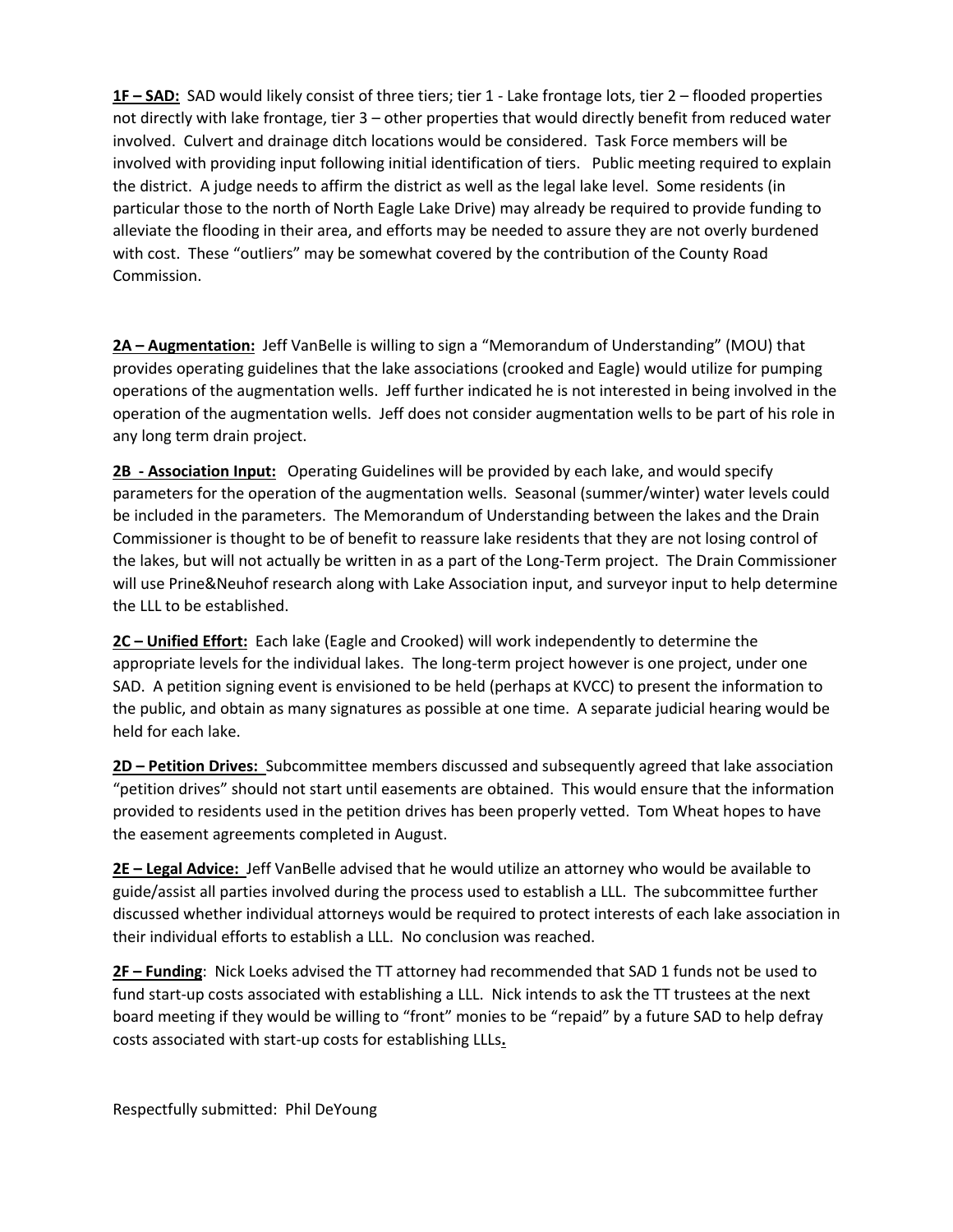**1F – SAD:** SAD would likely consist of three tiers; tier 1 - Lake frontage lots, tier 2 – flooded properties not directly with lake frontage, tier 3 – other properties that would directly benefit from reduced water involved. Culvert and drainage ditch locations would be considered. Task Force members will be involved with providing input following initial identification of tiers. Public meeting required to explain the district. A judge needs to affirm the district as well as the legal lake level. Some residents (in particular those to the north of North Eagle Lake Drive) may already be required to provide funding to alleviate the flooding in their area, and efforts may be needed to assure they are not overly burdened with cost. These "outliers" may be somewhat covered by the contribution of the County Road Commission.

**2A – Augmentation:** Jeff VanBelle is willing to sign a "Memorandum of Understanding" (MOU) that provides operating guidelines that the lake associations (crooked and Eagle) would utilize for pumping operations of the augmentation wells. Jeff further indicated he is not interested in being involved in the operation of the augmentation wells. Jeff does not consider augmentation wells to be part of his role in any long term drain project.

**2B - Association Input:** Operating Guidelines will be provided by each lake, and would specify parameters for the operation of the augmentation wells. Seasonal (summer/winter) water levels could be included in the parameters. The Memorandum of Understanding between the lakes and the Drain Commissioner is thought to be of benefit to reassure lake residents that they are not losing control of the lakes, but will not actually be written in as a part of the Long-Term project. The Drain Commissioner will use Prine&Neuhof research along with Lake Association input, and surveyor input to help determine the LLL to be established.

**2C – Unified Effort:** Each lake (Eagle and Crooked) will work independently to determine the appropriate levels for the individual lakes. The long-term project however is one project, under one SAD. A petition signing event is envisioned to be held (perhaps at KVCC) to present the information to the public, and obtain as many signatures as possible at one time. A separate judicial hearing would be held for each lake.

**2D – Petition Drives:** Subcommittee members discussed and subsequently agreed that lake association "petition drives" should not start until easements are obtained. This would ensure that the information provided to residents used in the petition drives has been properly vetted. Tom Wheat hopes to have the easement agreements completed in August.

**2E – Legal Advice:** Jeff VanBelle advised that he would utilize an attorney who would be available to guide/assist all parties involved during the process used to establish a LLL. The subcommittee further discussed whether individual attorneys would be required to protect interests of each lake association in their individual efforts to establish a LLL. No conclusion was reached.

**2F – Funding**: Nick Loeks advised the TT attorney had recommended that SAD 1 funds not be used to fund start-up costs associated with establishing a LLL. Nick intends to ask the TT trustees at the next board meeting if they would be willing to "front" monies to be "repaid" by a future SAD to help defray costs associated with start-up costs for establishing LLLs.

Respectfully submitted: Phil DeYoung